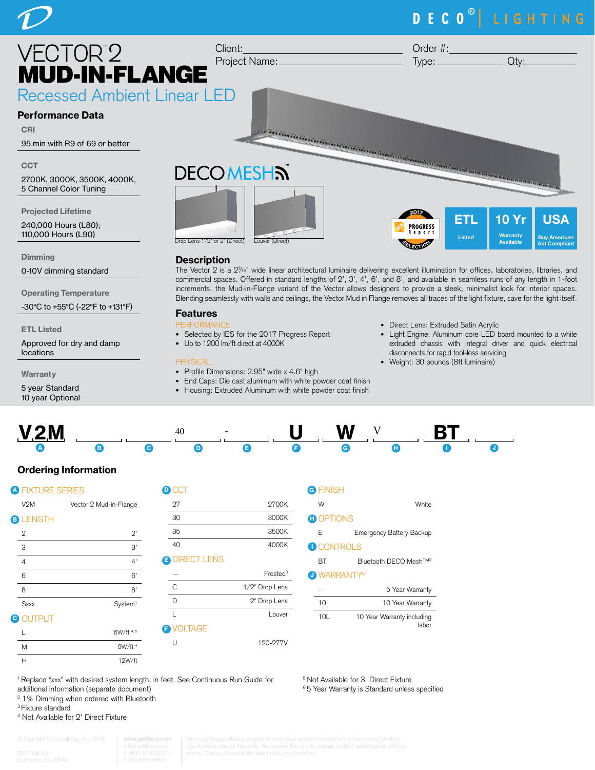DECO® | LIGHTING

# VECTOR™2 MUD-IN-FLANGE

## Recessed Ambient Linear LED

Client: ______________________ Order #: ______________________

Project Name: ______________________ Type: ____________ Qty: ________

## Performance Data

**CRI**

95 min with R9 of 69 or better

**CCT**

2700K, 3000K, 3500K, 4000K, 5 Channel Color Tuning

**Projected Lifetime**

240,000 Hours (L80); 110,000 Hours (L90)

**Dimming**

0-10V dimming standard

**Operating Temperature**

-30°C to +55°C (-22°F to +131°F)

**ETL Listed**

Approved for dry and damp locations

**Warranty**

5 year Standard
10 year Optional

DECO MESH™

Drop Lens 1/2" or 2" (Direct) — Louver (Direct)

2017 PROGRESS Report SELECTION — ETL Listed — 10 Yr Warranty Available — USA Buy American Act Compliant

## Description

The Vector 2 is a 2⁷⁄₁₆" wide linear architectural luminaire delivering excellent illumination for offices, laboratories, libraries, and commercial spaces. Offered in standard lengths of 2', 3', 4', 6', and 8', and available in seamless runs of any length in 1-foot increments, the Mud-in-Flange variant of the Vector allows designers to provide a sleek, minimalist look for interior spaces. Blending seamlessly with walls and ceilings, the Vector Mud in Flange removes all traces of the light fixture, save for the light itself.

## Features

PERFORMANCE

- Selected by IES for the 2017 Progress Report
- Up to 1200 lm/ft direct at 4000K

PHYSICAL

- Profile Dimensions: 2.95" wide x 4.6" high
- End Caps: Die cast aluminum with white powder coat finish
- Housing: Extruded Aluminum with white powder coat finish
- Direct Lens: Extruded Satin Acrylic
- Light Engine: Aluminum core LED board mounted to a white extruded chassis with integral driver and quick electrical disconnects for rapid tool-less servicing
- Weight: 30 pounds (8ft luminaire)

**V2M** ___ ___ 40 - ___ **U** **W** V ___ **BT** ___

(A) (B) (C) (D) (E) (F) (G) (H) (I) (J)

## Ordering Information

**A FIXTURE SERIES**

| | |
|---|---|
| V2M | Vector 2 Mud-in-Flange |

**B LENGTH**

| | |
|---|---|
| 2 | 2' |
| 3 | 3' |
| 4 | 4' |
| 6 | 6' |
| 8 | 8' |
| Sxxx | System[1] |

**C OUTPUT**

| | |
|---|---|
| L | 6W/ft [4, 5] |
| M | 9W/ft [4] |
| H | 12W/ft |

**D CCT**

| | |
|---|---|
| 27 | 2700K |
| 30 | 3000K |
| 35 | 3500K |
| 40 | 4000K |

**E DIRECT LENS**

| | |
|---|---|
| — | Frosted[3] |
| C | 1/2" Drop Lens |
| D | 2" Drop Lens |
| L | Louver |

**F VOLTAGE**

| | |
|---|---|
| U | 120-277V |

**G FINISH**

| | |
|---|---|
| W | White |

**H OPTIONS**

| | |
|---|---|
| E | Emergency Battery Backup |

**I CONTROLS**

| | |
|---|---|
| BT | Bluetooth DECO Mesh™[2] |

**J WARRANTY[6]**

| | |
|---|---|
| - | 5 Year Warranty |
| 10 | 10 Year Warranty |
| 10L | 10 Year Warranty including labor |

[1] Replace "xxx" with desired system length, in feet. See Continuous Run Guide for additional information (separate document)
[2] 1% Dimming when ordered with Bluetooth
[3] Fixture standard
[4] Not Available for 2' Direct Fixture
[5] Not Available for 3' Direct Fixture
[6] 5 Year Warranty is Standard unless specified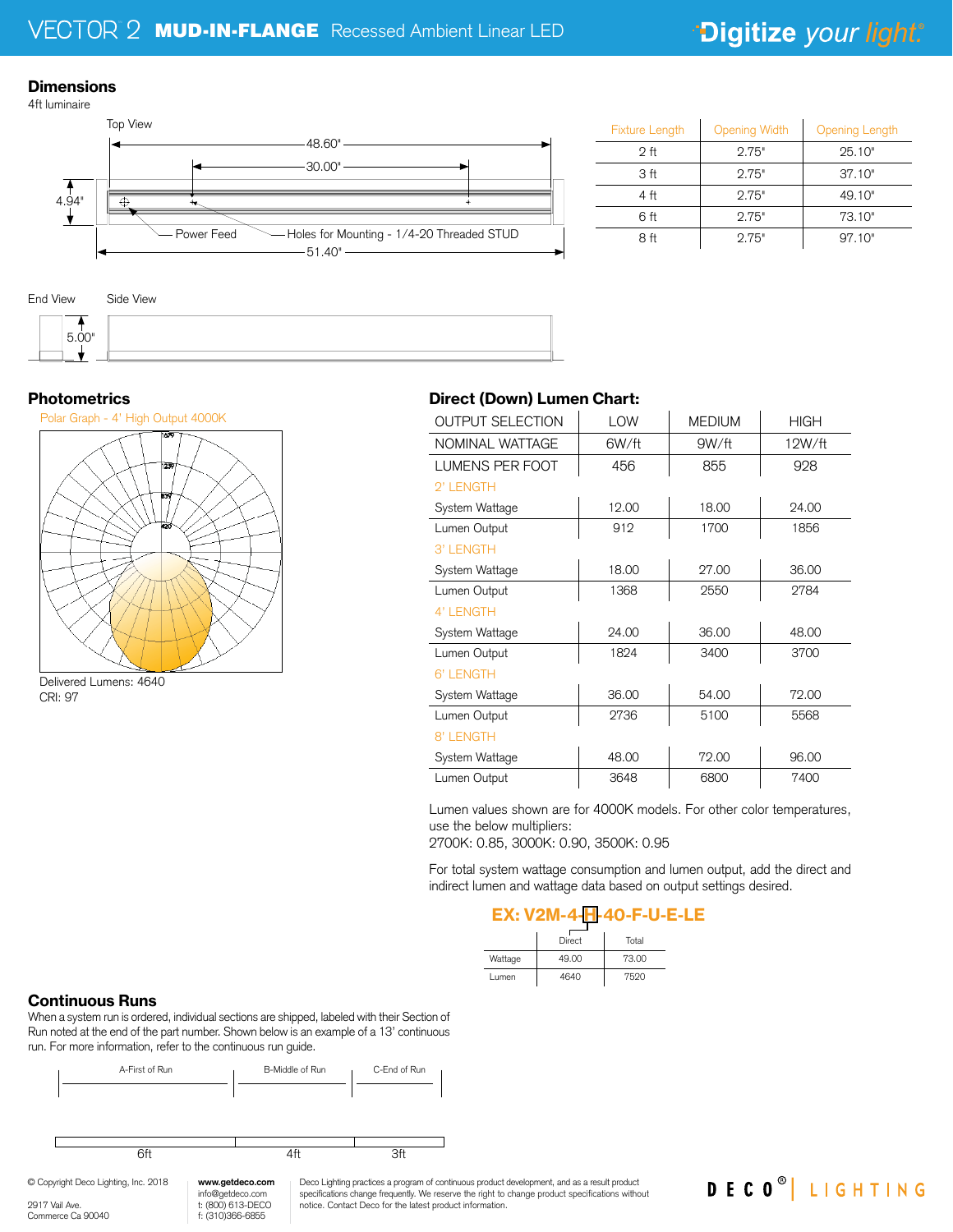# VECTOR 2 MUD-IN-FLANGE Recessed Ambient Linear LED

## Dimensions

4ft luminaire

Top View

48.60"

30.00"

4.94"

Power Feed

Holes for Mounting - 1/4-20 Threaded STUD

51.40"

End View

Side View

5.00"

| Fixture Length | Opening Width | Opening Length |
|---|---|---|
| 2 ft | 2.75" | 25.10" |
| 3 ft | 2.75" | 37.10" |
| 4 ft | 2.75" | 49.10" |
| 6 ft | 2.75" | 73.10" |
| 8 ft | 2.75" | 97.10" |

## Photometrics

Polar Graph - 4' High Output 4000K

Delivered Lumens: 4640

CRI: 97

## Direct (Down) Lumen Chart:

| OUTPUT SELECTION | LOW | MEDIUM | HIGH |
|---|---|---|---|
| NOMINAL WATTAGE | 6W/ft | 9W/ft | 12W/ft |
| LUMENS PER FOOT | 456 | 855 | 928 |
| 2' LENGTH | | | |
| System Wattage | 12.00 | 18.00 | 24.00 |
| Lumen Output | 912 | 1700 | 1856 |
| 3' LENGTH | | | |
| System Wattage | 18.00 | 27.00 | 36.00 |
| Lumen Output | 1368 | 2550 | 2784 |
| 4' LENGTH | | | |
| System Wattage | 24.00 | 36.00 | 48.00 |
| Lumen Output | 1824 | 3400 | 3700 |
| 6' LENGTH | | | |
| System Wattage | 36.00 | 54.00 | 72.00 |
| Lumen Output | 2736 | 5100 | 5568 |
| 8' LENGTH | | | |
| System Wattage | 48.00 | 72.00 | 96.00 |
| Lumen Output | 3648 | 6800 | 7400 |

Lumen values shown are for 4000K models. For other color temperatures, use the below multipliers:
2700K: 0.85, 3000K: 0.90, 3500K: 0.95

For total system wattage consumption and lumen output, add the direct and indirect lumen and wattage data based on output settings desired.

**EX: V2M-4-H-40-F-U-E-LE**

| | Direct | Total |
|---|---|---|
| Wattage | 49.00 | 73.00 |
| Lumen | 4640 | 7520 |

## Continuous Runs

When a system run is ordered, individual sections are shipped, labeled with their Section of Run noted at the end of the part number. Shown below is an example of a 13' continuous run. For more information, refer to the continuous run guide.

A-First of Run | B-Middle of Run | C-End of Run

6ft | 4ft | 3ft

© Copyright Deco Lighting, Inc. 2018

2917 Vail Ave.
Commerce Ca 90040

www.getdeco.com
info@getdeco.com
t: (800) 613-DECO
f: (310)366-6855

Deco Lighting practices a program of continuous product development, and as a result product specifications change frequently. We reserve the right to change product specifications without notice. Contact Deco for the latest product information.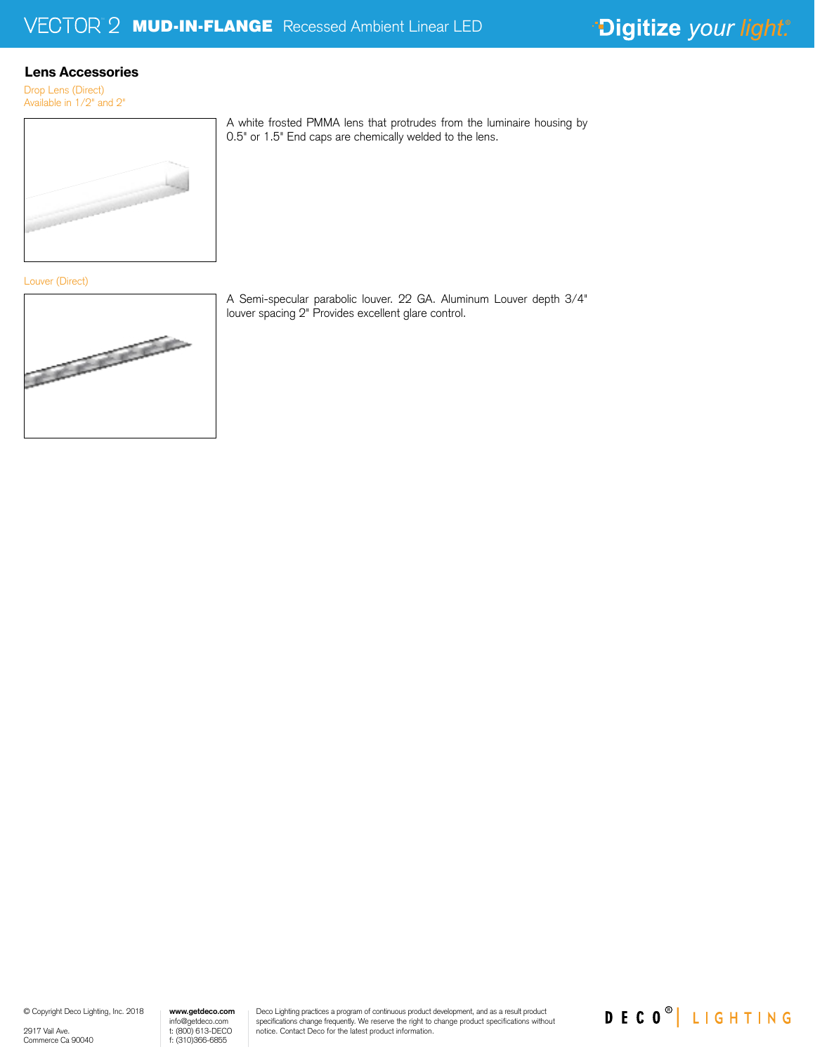## Lens Accessories

Drop Lens (Direct)
Available in 1/2" and 2"

A white frosted PMMA lens that protrudes from the luminaire housing by 0.5" or 1.5" End caps are chemically welded to the lens.

Louver (Direct)

A Semi-specular parabolic louver. 22 GA. Aluminum Louver depth 3/4" louver spacing 2" Provides excellent glare control.